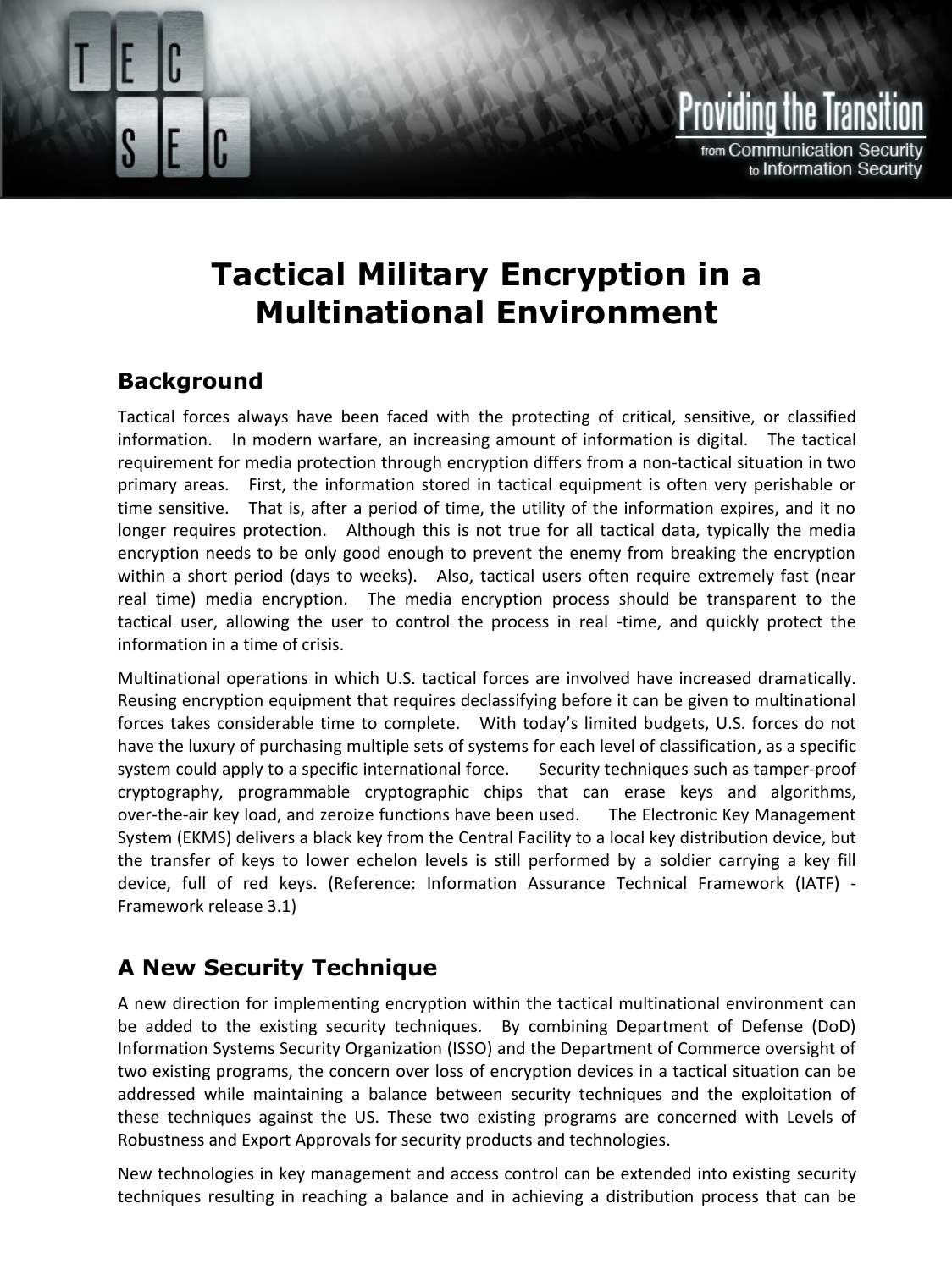# Tactical Military Encryption in a Multinational Environment

## Background

Tactical forces always have been faced with the protecting of critical, sensitive, or classified information. In modern warfare, an increasing amount of information is digital. The tactical requirement for media protection through encryption differs from a non-tactical situation in two primary areas. First, the information stored in tactical equipment is often very perishable or time sensitive. That is, after a period of time, the utility of the information expires, and it no longer requires protection. Although this is not true for all tactical data, typically the media encryption needs to be only good enough to prevent the enemy from breaking the encryption within a short period (days to weeks). Also, tactical users often require extremely fast (near real time) media encryption. The media encryption process should be transparent to the tactical user, allowing the user to control the process in real -time, and quickly protect the information in a time of crisis.

Multinational operations in which U.S. tactical forces are involved have increased dramatically. Reusing encryption equipment that requires declassifying before it can be given to multinational forces takes considerable time to complete. With today's limited budgets, U.S. forces do not have the luxury of purchasing multiple sets of systems for each level of classification, as a specific system could apply to a specific international force. Security techniques such as tamper-proof cryptography, programmable cryptographic chips that can erase keys and algorithms, over-the-air key load, and zeroize functions have been used. The Electronic Key Management System (EKMS) delivers a black key from the Central Facility to a local key distribution device, but the transfer of keys to lower echelon levels is still performed by a soldier carrying a key fill device, full of red keys. (Reference: Information Assurance Technical Framework (IATF) - Framework release 3.1)

## A New Security Technique

A new direction for implementing encryption within the tactical multinational environment can be added to the existing security techniques. By combining Department of Defense (DoD) Information Systems Security Organization (ISSO) and the Department of Commerce oversight of two existing programs, the concern over loss of encryption devices in a tactical situation can be addressed while maintaining a balance between security techniques and the exploitation of these techniques against the US. These two existing programs are concerned with Levels of Robustness and Export Approvals for security products and technologies.

New technologies in key management and access control can be extended into existing security techniques resulting in reaching a balance and in achieving a distribution process that can be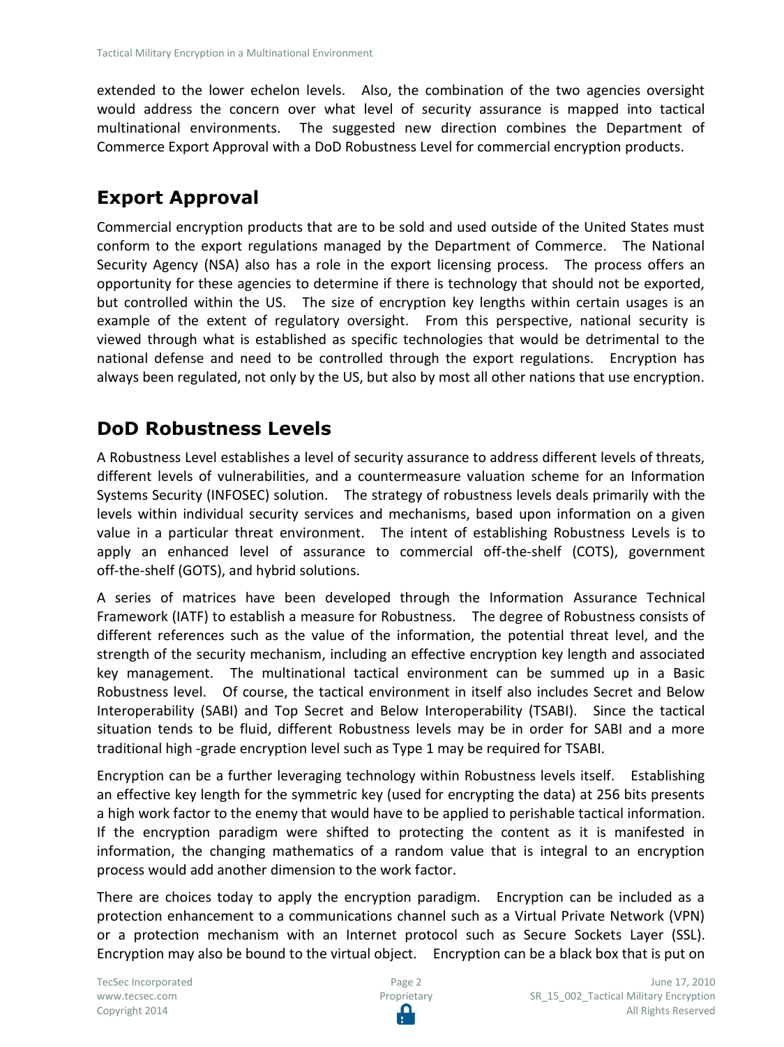extended to the lower echelon levels. Also, the combination of the two agencies oversight would address the concern over what level of security assurance is mapped into tactical multinational environments. The suggested new direction combines the Department of Commerce Export Approval with a DoD Robustness Level for commercial encryption products.

## Export Approval

Commercial encryption products that are to be sold and used outside of the United States must conform to the export regulations managed by the Department of Commerce. The National Security Agency (NSA) also has a role in the export licensing process. The process offers an opportunity for these agencies to determine if there is technology that should not be exported, but controlled within the US. The size of encryption key lengths within certain usages is an example of the extent of regulatory oversight. From this perspective, national security is viewed through what is established as specific technologies that would be detrimental to the national defense and need to be controlled through the export regulations. Encryption has always been regulated, not only by the US, but also by most all other nations that use encryption.

## DoD Robustness Levels

A Robustness Level establishes a level of security assurance to address different levels of threats, different levels of vulnerabilities, and a countermeasure valuation scheme for an Information Systems Security (INFOSEC) solution. The strategy of robustness levels deals primarily with the levels within individual security services and mechanisms, based upon information on a given value in a particular threat environment. The intent of establishing Robustness Levels is to apply an enhanced level of assurance to commercial off-the-shelf (COTS), government off-the-shelf (GOTS), and hybrid solutions.

A series of matrices have been developed through the Information Assurance Technical Framework (IATF) to establish a measure for Robustness. The degree of Robustness consists of different references such as the value of the information, the potential threat level, and the strength of the security mechanism, including an effective encryption key length and associated key management. The multinational tactical environment can be summed up in a Basic Robustness level. Of course, the tactical environment in itself also includes Secret and Below Interoperability (SABI) and Top Secret and Below Interoperability (TSABI). Since the tactical situation tends to be fluid, different Robustness levels may be in order for SABI and a more traditional high -grade encryption level such as Type 1 may be required for TSABI.

Encryption can be a further leveraging technology within Robustness levels itself. Establishing an effective key length for the symmetric key (used for encrypting the data) at 256 bits presents a high work factor to the enemy that would have to be applied to perishable tactical information. If the encryption paradigm were shifted to protecting the content as it is manifested in information, the changing mathematics of a random value that is integral to an encryption process would add another dimension to the work factor.

There are choices today to apply the encryption paradigm. Encryption can be included as a protection enhancement to a communications channel such as a Virtual Private Network (VPN) or a protection mechanism with an Internet protocol such as Secure Sockets Layer (SSL). Encryption may also be bound to the virtual object. Encryption can be a black box that is put on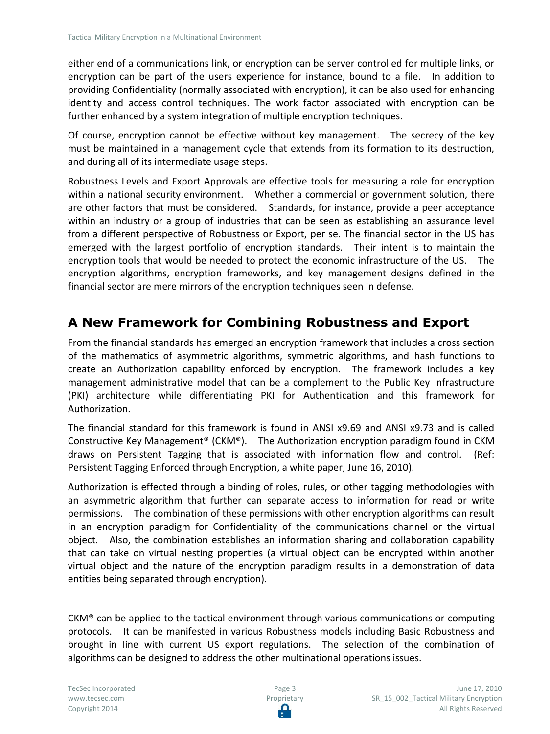either end of a communications link, or encryption can be server controlled for multiple links, or encryption can be part of the users experience for instance, bound to a file. In addition to providing Confidentiality (normally associated with encryption), it can be also used for enhancing identity and access control techniques. The work factor associated with encryption can be further enhanced by a system integration of multiple encryption techniques.

Of course, encryption cannot be effective without key management. The secrecy of the key must be maintained in a management cycle that extends from its formation to its destruction, and during all of its intermediate usage steps.

Robustness Levels and Export Approvals are effective tools for measuring a role for encryption within a national security environment. Whether a commercial or government solution, there are other factors that must be considered. Standards, for instance, provide a peer acceptance within an industry or a group of industries that can be seen as establishing an assurance level from a different perspective of Robustness or Export, per se. The financial sector in the US has emerged with the largest portfolio of encryption standards. Their intent is to maintain the encryption tools that would be needed to protect the economic infrastructure of the US. The encryption algorithms, encryption frameworks, and key management designs defined in the financial sector are mere mirrors of the encryption techniques seen in defense.

## A New Framework for Combining Robustness and Export

From the financial standards has emerged an encryption framework that includes a cross section of the mathematics of asymmetric algorithms, symmetric algorithms, and hash functions to create an Authorization capability enforced by encryption. The framework includes a key management administrative model that can be a complement to the Public Key Infrastructure (PKI) architecture while differentiating PKI for Authentication and this framework for Authorization.

The financial standard for this framework is found in ANSI x9.69 and ANSI x9.73 and is called Constructive Key Management® (CKM®). The Authorization encryption paradigm found in CKM draws on Persistent Tagging that is associated with information flow and control. (Ref: Persistent Tagging Enforced through Encryption, a white paper, June 16, 2010).

Authorization is effected through a binding of roles, rules, or other tagging methodologies with an asymmetric algorithm that further can separate access to information for read or write permissions. The combination of these permissions with other encryption algorithms can result in an encryption paradigm for Confidentiality of the communications channel or the virtual object. Also, the combination establishes an information sharing and collaboration capability that can take on virtual nesting properties (a virtual object can be encrypted within another virtual object and the nature of the encryption paradigm results in a demonstration of data entities being separated through encryption).

CKM® can be applied to the tactical environment through various communications or computing protocols. It can be manifested in various Robustness models including Basic Robustness and brought in line with current US export regulations. The selection of the combination of algorithms can be designed to address the other multinational operations issues.